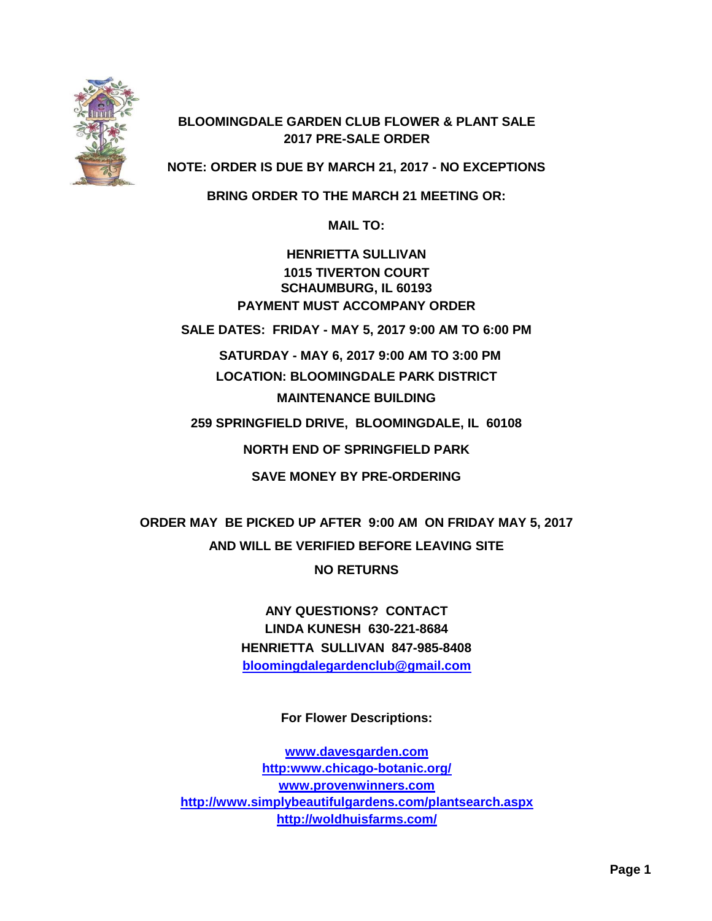# BLOOMINGDALE GARDEN CLUB FLOWER & PLANT SALE
## 2017 PRE-SALE ORDER

**NOTE: ORDER IS DUE BY MARCH 21, 2017 - NO EXCEPTIONS**

**BRING ORDER TO THE MARCH 21 MEETING OR:**

**MAIL TO:**

**HENRIETTA SULLIVAN**
**1015 TIVERTON COURT**
**SCHAUMBURG, IL 60193**
**PAYMENT MUST ACCOMPANY ORDER**

**SALE DATES: FRIDAY - MAY 5, 2017 9:00 AM TO 6:00 PM**

**SATURDAY - MAY 6, 2017 9:00 AM TO 3:00 PM**

**LOCATION: BLOOMINGDALE PARK DISTRICT**

**MAINTENANCE BUILDING**

**259 SPRINGFIELD DRIVE, BLOOMINGDALE, IL 60108**

**NORTH END OF SPRINGFIELD PARK**

**SAVE MONEY BY PRE-ORDERING**

**ORDER MAY BE PICKED UP AFTER 9:00 AM ON FRIDAY MAY 5, 2017**

**AND WILL BE VERIFIED BEFORE LEAVING SITE**

**NO RETURNS**

**ANY QUESTIONS? CONTACT**
**LINDA KUNESH 630-221-8684**
**HENRIETTA SULLIVAN 847-985-8408**
**bloomingdalegardenclub@gmail.com**

**For Flower Descriptions:**

**www.davesgarden.com**
**http:www.chicago-botanic.org/**
**www.provenwinners.com**
**http://www.simplybeautifulgardens.com/plantsearch.aspx**
**http://woldhuisfarms.com/**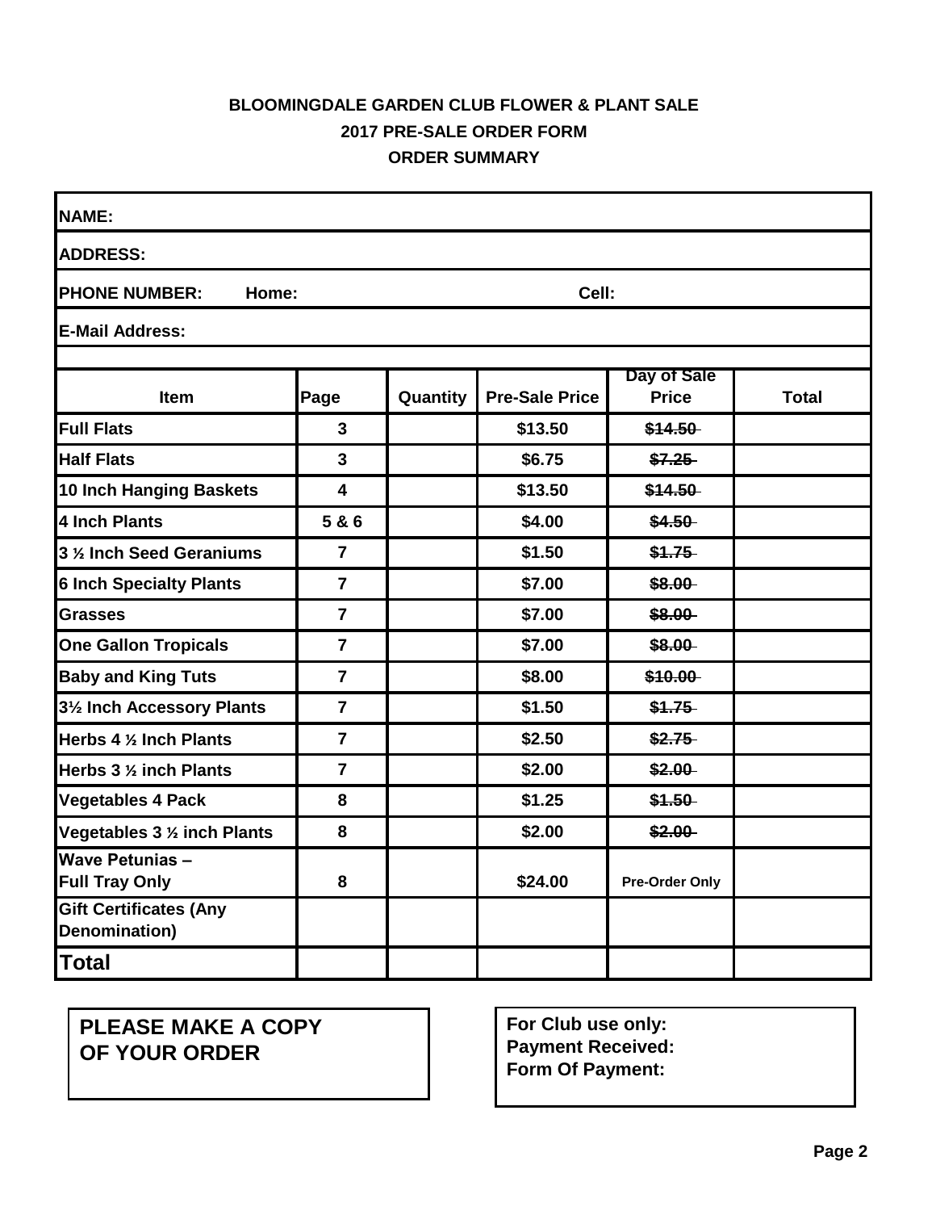**BLOOMINGDALE GARDEN CLUB FLOWER & PLANT SALE**

**2017 PRE-SALE ORDER FORM**

**ORDER SUMMARY**

**NAME:**

**ADDRESS:**

**PHONE NUMBER: Home: Cell:**

**E-Mail Address:**

| Item | Page | Quantity | Pre-Sale Price | Day of Sale Price | Total |
|---|---|---|---|---|---|
| Full Flats | 3 | | $13.50 | ~~$14.50~~ | |
| Half Flats | 3 | | $6.75 | ~~$7.25~~ | |
| 10 Inch Hanging Baskets | 4 | | $13.50 | ~~$14.50~~ | |
| 4 Inch Plants | 5 & 6 | | $4.00 | ~~$4.50~~ | |
| 3 ½ Inch Seed Geraniums | 7 | | $1.50 | ~~$1.75~~ | |
| 6 Inch Specialty Plants | 7 | | $7.00 | ~~$8.00~~ | |
| Grasses | 7 | | $7.00 | ~~$8.00~~ | |
| One Gallon Tropicals | 7 | | $7.00 | ~~$8.00~~ | |
| Baby and King Tuts | 7 | | $8.00 | ~~$10.00~~ | |
| 3½ Inch Accessory Plants | 7 | | $1.50 | ~~$1.75~~ | |
| Herbs 4 ½ Inch Plants | 7 | | $2.50 | ~~$2.75~~ | |
| Herbs 3 ½ inch Plants | 7 | | $2.00 | ~~$2.00~~ | |
| Vegetables 4 Pack | 8 | | $1.25 | ~~$1.50~~ | |
| Vegetables 3 ½ inch Plants | 8 | | $2.00 | ~~$2.00~~ | |
| Wave Petunias – Full Tray Only | 8 | | $24.00 | Pre-Order Only | |
| Gift Certificates (Any Denomination) | | | | | |
| **Total** | | | | | |

**PLEASE MAKE A COPY OF YOUR ORDER**

**For Club use only:**
**Payment Received:**
**Form Of Payment:**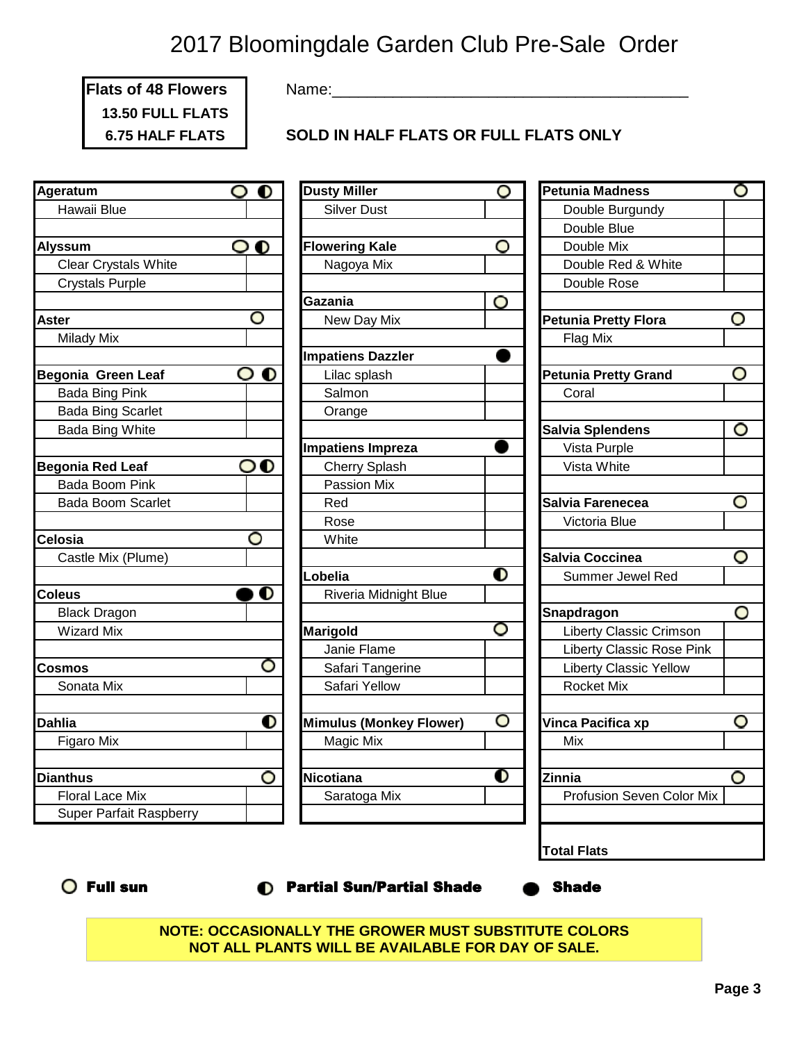# 2017 Bloomingdale Garden Club Pre-Sale Order

**Flats of 48 Flowers**
**13.50 FULL FLATS**
**6.75 HALF FLATS**

Name:\_\_\_\_\_\_\_\_\_\_\_\_\_\_\_\_\_\_\_\_\_\_\_\_\_\_\_\_\_\_\_\_\_\_\_\_\_\_\_\_

**SOLD IN HALF FLATS OR FULL FLATS ONLY**

| Plant | Sun | Qty |
|---|---|---|
| **Ageratum** | Full sun / Partial Sun/Partial Shade | |
| Hawaii Blue | | |
| **Alyssum** | Full sun / Partial Sun/Partial Shade | |
| Clear Crystals White | | |
| Crystals Purple | | |
| **Aster** | Full sun | |
| Milady Mix | | |
| **Begonia Green Leaf** | Full sun / Partial Sun/Partial Shade | |
| Bada Bing Pink | | |
| Bada Bing Scarlet | | |
| Bada Bing White | | |
| **Begonia Red Leaf** | Full sun / Partial Sun/Partial Shade | |
| Bada Boom Pink | | |
| Bada Boom Scarlet | | |
| **Celosia** | Full sun | |
| Castle Mix (Plume) | | |
| **Coleus** | Shade / Partial Sun/Partial Shade | |
| Black Dragon | | |
| Wizard Mix | | |
| **Cosmos** | Full sun | |
| Sonata Mix | | |
| **Dahlia** | Partial Sun/Partial Shade | |
| Figaro Mix | | |
| **Dianthus** | Full sun | |
| Floral Lace Mix | | |
| Super Parfait Raspberry | | |
| **Dusty Miller** | Full sun | |
| Silver Dust | | |
| **Flowering Kale** | Full sun | |
| Nagoya Mix | | |
| **Gazania** | Full sun | |
| New Day Mix | | |
| **Impatiens Dazzler** | Shade | |
| Lilac splash | | |
| Salmon | | |
| Orange | | |
| **Impatiens Impreza** | Shade | |
| Cherry Splash | | |
| Passion Mix | | |
| Red | | |
| Rose | | |
| White | | |
| **Lobelia** | Partial Sun/Partial Shade | |
| Riveria Midnight Blue | | |
| **Marigold** | Full sun | |
| Janie Flame | | |
| Safari Tangerine | | |
| Safari Yellow | | |
| **Mimulus (Monkey Flower)** | Full sun | |
| Magic Mix | | |
| **Nicotiana** | Partial Sun/Partial Shade | |
| Saratoga Mix | | |
| **Petunia Madness** | Full sun | |
| Double Burgundy | | |
| Double Blue | | |
| Double Mix | | |
| Double Red & White | | |
| Double Rose | | |
| **Petunia Pretty Flora** | Full sun | |
| Flag Mix | | |
| **Petunia Pretty Grand** | Full sun | |
| Coral | | |
| **Salvia Splendens** | Full sun | |
| Vista Purple | | |
| Vista White | | |
| **Salvia Farenecea** | Full sun | |
| Victoria Blue | | |
| **Salvia Coccinea** | Full sun | |
| Summer Jewel Red | | |
| **Snapdragon** | Full sun | |
| Liberty Classic Crimson | | |
| Liberty Classic Rose Pink | | |
| Liberty Classic Yellow | | |
| Rocket Mix | | |
| **Vinca Pacifica xp** | Full sun | |
| Mix | | |
| **Zinnia** | Full sun | |
| Profusion Seven Color Mix | | |
| **Total Flats** | | |

○ **Full sun** ◐ **Partial Sun/Partial Shade** ● **Shade**

**NOTE: OCCASIONALLY THE GROWER MUST SUBSTITUTE COLORS**
**NOT ALL PLANTS WILL BE AVAILABLE FOR DAY OF SALE.**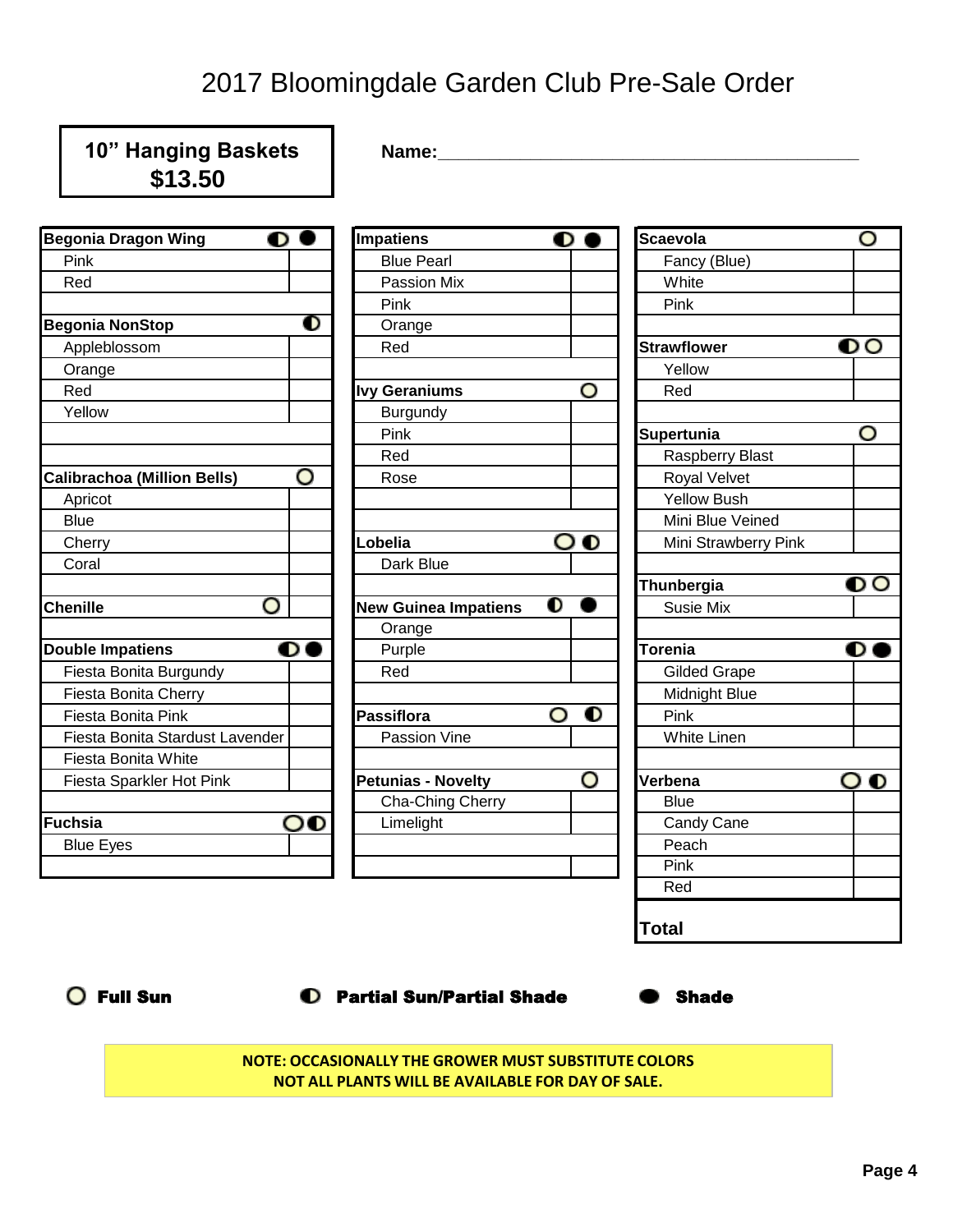# 2017 Bloomingdale Garden Club Pre-Sale Order

**10" Hanging Baskets**
**$13.50**

**Name:**\_\_\_\_\_\_\_\_\_\_\_\_\_\_\_\_\_\_\_\_\_\_\_\_\_\_\_\_\_\_\_\_\_\_\_\_\_\_\_\_

| Plant | Sun | Qty |
|---|---|---|
| **Begonia Dragon Wing** | ◐ ● | |
| Pink | | |
| Red | | |
| **Begonia NonStop** | ◐ | |
| Appleblossom | | |
| Orange | | |
| Red | | |
| Yellow | | |
| **Calibrachoa (Million Bells)** | ○ | |
| Apricot | | |
| Blue | | |
| Cherry | | |
| Coral | | |
| **Chenille** | ○ | |
| **Double Impatiens** | ◐ ● | |
| Fiesta Bonita Burgundy | | |
| Fiesta Bonita Cherry | | |
| Fiesta Bonita Pink | | |
| Fiesta Bonita Stardust Lavender | | |
| Fiesta Bonita White | | |
| Fiesta Sparkler Hot Pink | | |
| **Fuchsia** | ○ ◐ | |
| Blue Eyes | | |

| Plant | Sun | Qty |
|---|---|---|
| **Impatiens** | ◐ ● | |
| Blue Pearl | | |
| Passion Mix | | |
| Pink | | |
| Orange | | |
| Red | | |
| **Ivy Geraniums** | ○ | |
| Burgundy | | |
| Pink | | |
| Red | | |
| Rose | | |
| **Lobelia** | ○ ◐ | |
| Dark Blue | | |
| **New Guinea Impatiens** | ◐ ● | |
| Orange | | |
| Purple | | |
| Red | | |
| **Passiflora** | ○ ◐ | |
| Passion Vine | | |
| **Petunias - Novelty** | ○ | |
| Cha-Ching Cherry | | |
| Limelight | | |

| Plant | Sun | Qty |
|---|---|---|
| **Scaevola** | ○ | |
| Fancy (Blue) | | |
| White | | |
| Pink | | |
| **Strawflower** | ◐ ○ | |
| Yellow | | |
| Red | | |
| **Supertunia** | ○ | |
| Raspberry Blast | | |
| Royal Velvet | | |
| Yellow Bush | | |
| Mini Blue Veined | | |
| Mini Strawberry Pink | | |
| **Thunbergia** | ◐ ○ | |
| Susie Mix | | |
| **Torenia** | ◐ ● | |
| Gilded Grape | | |
| Midnight Blue | | |
| Pink | | |
| White Linen | | |
| **Verbena** | ○ ◐ | |
| Blue | | |
| Candy Cane | | |
| Peach | | |
| Pink | | |
| Red | | |
| **Total** | | |

○ **Full Sun** ◐ **Partial Sun/Partial Shade** ● **Shade**

**NOTE: OCCASIONALLY THE GROWER MUST SUBSTITUTE COLORS**
**NOT ALL PLANTS WILL BE AVAILABLE FOR DAY OF SALE.**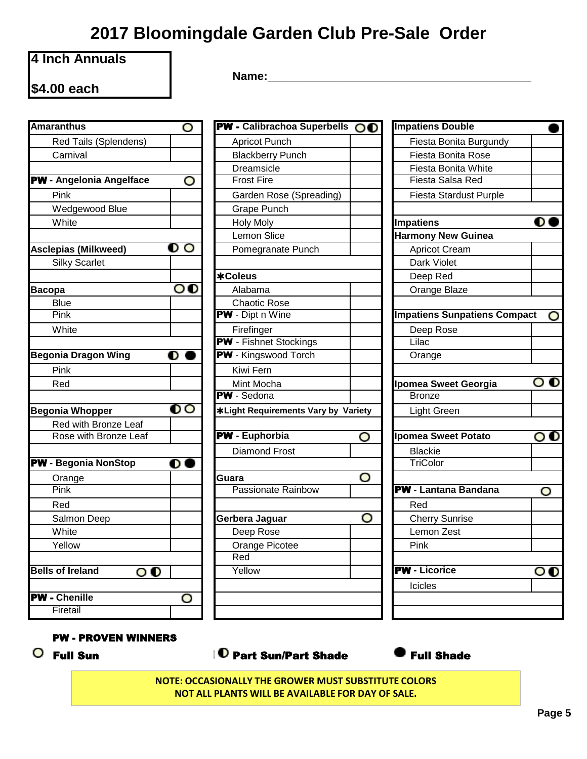# 2017 Bloomingdale Garden Club Pre-Sale Order

**4 Inch Annuals**

**$4.00 each**

**Name:**\_\_\_\_\_\_\_\_\_\_\_\_\_\_\_\_\_\_\_\_\_\_\_\_\_\_\_\_\_\_\_\_\_\_\_\_\_\_\_\_

| Plant | Qty |
|---|---|
| **Amaranthus** ○ | |
| Red Tails (Splendens) | |
| Carnival | |
| | |
| **PW - Angelonia Angelface** ○ | |
| Pink | |
| Wedgewood Blue | |
| White | |
| | |
| **Asclepias (Milkweed)** ◐ ○ | |
| Silky Scarlet | |
| | |
| **Bacopa** ○ ◐ | |
| Blue | |
| Pink | |
| White | |
| | |
| **Begonia Dragon Wing** ◐ ● | |
| Pink | |
| Red | |
| | |
| **Begonia Whopper** ◐ ○ | |
| Red with Bronze Leaf | |
| Rose with Bronze Leaf | |
| | |
| **PW - Begonia NonStop** ◐ ● | |
| Orange | |
| Pink | |
| Red | |
| Salmon Deep | |
| White | |
| Yellow | |
| | |
| **Bells of Ireland** ○ ◐ | |
| | |
| **PW - Chenille** ○ | |
| Firetail | |

| Plant | Qty |
|---|---|
| **PW - Calibrachoa Superbells** ○ ◐ | |
| Apricot Punch | |
| Blackberry Punch | |
| Dreamsicle | |
| Frost Fire | |
| Garden Rose (Spreading) | |
| Grape Punch | |
| Holy Moly | |
| Lemon Slice | |
| Pomegranate Punch | |
| | |
| **\*Coleus** | |
| Alabama | |
| Chaotic Rose | |
| **PW** - Dipt n Wine | |
| Firefinger | |
| **PW** - Fishnet Stockings | |
| **PW** - Kingswood Torch | |
| Kiwi Fern | |
| Mint Mocha | |
| **PW** - Sedona | |
| **\*Light Requirements Vary by Variety** | |
| | |
| **PW - Euphorbia** ○ | |
| Diamond Frost | |
| | |
| **Guara** ○ | |
| Passionate Rainbow | |
| | |
| **Gerbera Jaguar** ○ | |
| Deep Rose | |
| Orange Picotee | |
| Red | |
| Yellow | |

| Plant | Qty |
|---|---|
| **Impatiens Double** ● | |
| Fiesta Bonita Burgundy | |
| Fiesta Bonita Rose | |
| Fiesta Bonita White | |
| Fiesta Salsa Red | |
| Fiesta Stardust Purple | |
| | |
| **Impatiens** ◐ ● | |
| **Harmony New Guinea** | |
| Apricot Cream | |
| Dark Violet | |
| Deep Red | |
| Orange Blaze | |
| | |
| **Impatiens Sunpatiens Compact** ○ | |
| Deep Rose | |
| Lilac | |
| Orange | |
| | |
| **Ipomea Sweet Georgia** ○ ◐ | |
| Bronze | |
| Light Green | |
| | |
| **Ipomea Sweet Potato** ○ ◐ | |
| Blackie | |
| TriColor | |
| | |
| **PW - Lantana Bandana** ○ | |
| Red | |
| Cherry Sunrise | |
| Lemon Zest | |
| Pink | |
| | |
| **PW - Licorice** ○ ◐ | |
| Icicles | |

**PW - PROVEN WINNERS**

○ **Full Sun** ◐ **Part Sun/Part Shade** ● **Full Shade**

**NOTE: OCCASIONALLY THE GROWER MUST SUBSTITUTE COLORS**
**NOT ALL PLANTS WILL BE AVAILABLE FOR DAY OF SALE.**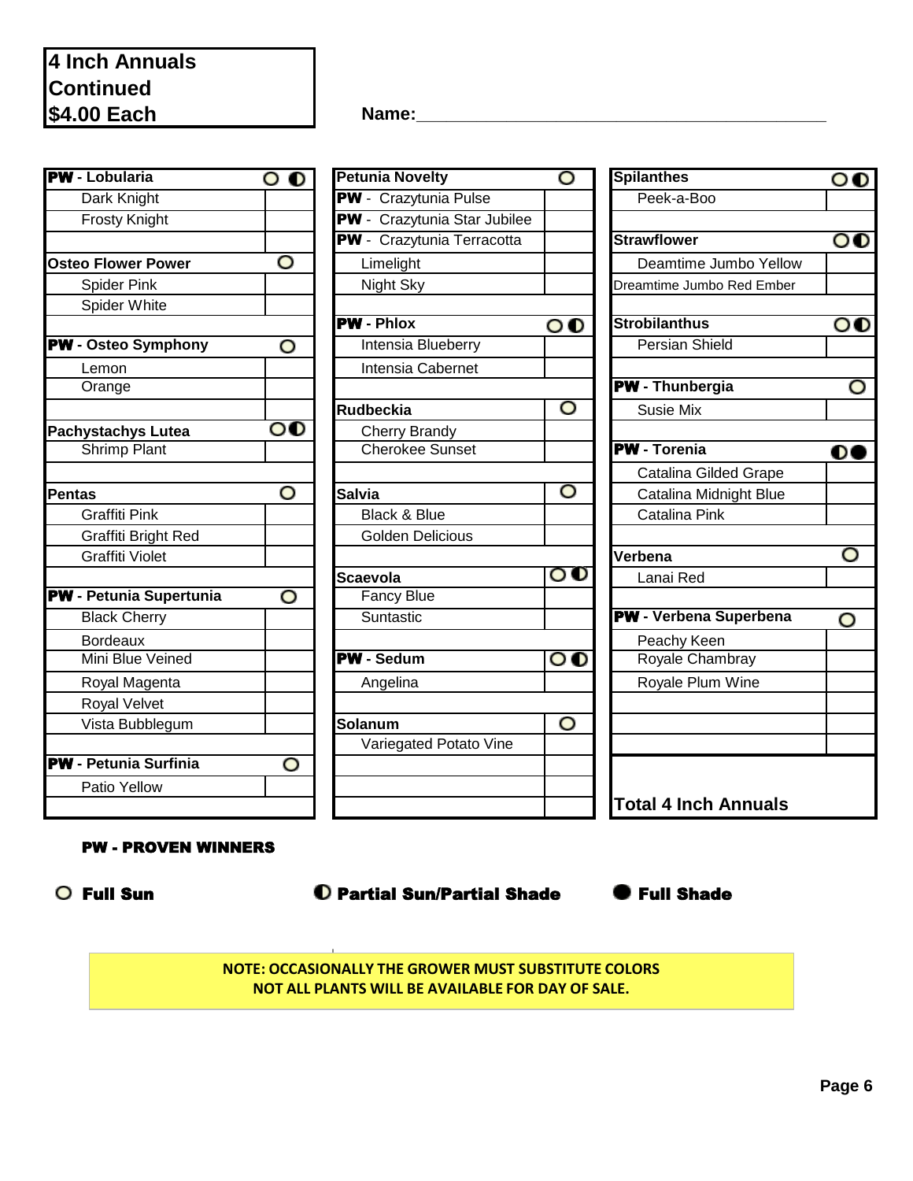**4 Inch Annuals Continued $4.00 Each**

**Name:** ______________________________

| Plant | Light | Qty |
|---|---|---|
| **PW - Lobularia** | ○ ◐ | |
| Dark Knight | | |
| Frosty Knight | | |
| **Osteo Flower Power** | ○ | |
| Spider Pink | | |
| Spider White | | |
| **PW - Osteo Symphony** | ○ | |
| Lemon | | |
| Orange | | |
| **Pachystachys Lutea** | ○◐ | |
| Shrimp Plant | | |
| **Pentas** | ○ | |
| Graffiti Pink | | |
| Graffiti Bright Red | | |
| Graffiti Violet | | |
| **PW - Petunia Supertunia** | ○ | |
| Black Cherry | | |
| Bordeaux | | |
| Mini Blue Veined | | |
| Royal Magenta | | |
| Royal Velvet | | |
| Vista Bubblegum | | |
| **PW - Petunia Surfinia** | ○ | |
| Patio Yellow | | |

| Plant | Light | Qty |
|---|---|---|
| **Petunia Novelty** | ○ | |
| PW - Crazytunia Pulse | | |
| PW - Crazytunia Star Jubilee | | |
| PW - Crazytunia Terracotta | | |
| Limelight | | |
| Night Sky | | |
| **PW - Phlox** | ○◐ | |
| Intensia Blueberry | | |
| Intensia Cabernet | | |
| **Rudbeckia** | ○ | |
| Cherry Brandy | | |
| Cherokee Sunset | | |
| **Salvia** | ○ | |
| Black & Blue | | |
| Golden Delicious | | |
| **Scaevola** | ○◐ | |
| Fancy Blue | | |
| Suntastic | | |
| **PW - Sedum** | ○◐ | |
| Angelina | | |
| **Solanum** | ○ | |
| Variegated Potato Vine | | |

| Plant | Light | Qty |
|---|---|---|
| **Spilanthes** | ○◐ | |
| Peek-a-Boo | | |
| **Strawflower** | ○◐ | |
| Deamtime Jumbo Yellow | | |
| Dreamtime Jumbo Red Ember | | |
| **Strobilanthus** | ○◐ | |
| Persian Shield | | |
| **PW - Thunbergia** | ○ | |
| Susie Mix | | |
| **PW - Torenia** | ◐● | |
| Catalina Gilded Grape | | |
| Catalina Midnight Blue | | |
| Catalina Pink | | |
| **Verbena** | ○ | |
| Lanai Red | | |
| **PW - Verbena Superbena** | ○ | |
| Peachy Keen | | |
| Royale Chambray | | |
| Royale Plum Wine | | |
| **Total 4 Inch Annuals** | | |

**PW - PROVEN WINNERS**

○ **Full Sun** ◐ **Partial Sun/Partial Shade** ● **Full Shade**

**NOTE: OCCASIONALLY THE GROWER MUST SUBSTITUTE COLORS**
**NOT ALL PLANTS WILL BE AVAILABLE FOR DAY OF SALE.**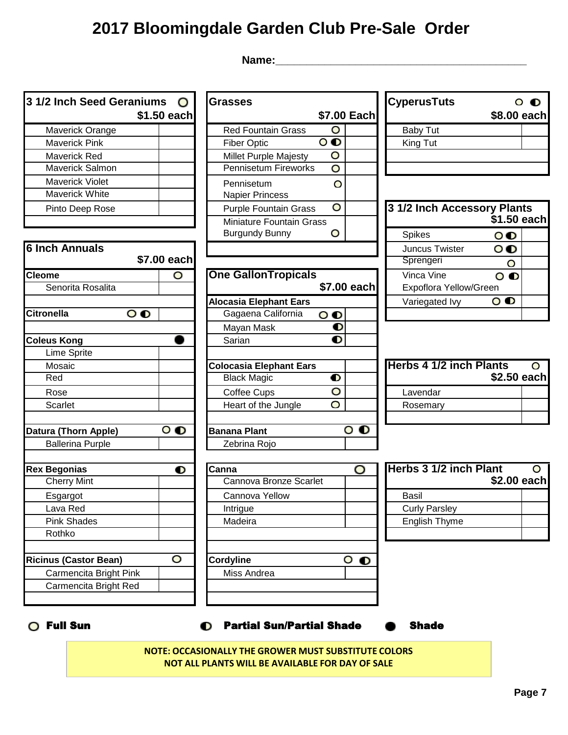# 2017 Bloomingdale Garden Club Pre-Sale Order

**Name:**___________________________________________

| 3 1/2 Inch Seed Geraniums ○ $1.50 each | |
|---|---|
| Maverick Orange | |
| Maverick Pink | |
| Maverick Red | |
| Maverick Salmon | |
| Maverick Violet | |
| Maverick White | |
| Pinto Deep Rose | |
| | |

| 6 Inch Annuals $7.00 each | |
|---|---|
| **Cleome** | ○ |
| Senorita Rosalita | |
| | |
| **Citronella** ○ ◐ | |
| | |
| **Coleus Kong** ● | |
| Lime Sprite | |
| Mosaic | |
| Red | |
| Rose | |
| Scarlet | |
| | |
| **Datura (Thorn Apple)** ○ ◐ | |
| Ballerina Purple | |
| | |
| **Rex Begonias** ◐ | |
| Cherry Mint | |
| Esgargot | |
| Lava Red | |
| Pink Shades | |
| Rothko | |
| | |
| **Ricinus (Castor Bean)** ○ | |
| Carmencita Bright Pink | |
| Carmencita Bright Red | |
| | |

| Grasses $7.00 Each | |
|---|---|
| Red Fountain Grass ○ | |
| Fiber Optic ○ ◐ | |
| Millet Purple Majesty ○ | |
| Pennisetum Fireworks ○ | |
| Pennisetum Napier Princess ○ | |
| Purple Fountain Grass ○ | |
| Miniature Fountain Grass Burgundy Bunny ○ | |
| | |

| One Gallon Tropicals $7.00 each | |
|---|---|
| **Alocasia Elephant Ears** | |
| Gagaena California ○ ◐ | |
| Mayan Mask ◐ | |
| Sarian ◐ | |
| | |
| **Colocasia Elephant Ears** | |
| Black Magic ◐ | |
| Coffee Cups ○ | |
| Heart of the Jungle ○ | |
| | |
| **Banana Plant** ○ ◐ | |
| Zebrina Rojo | |
| | |
| **Canna** ○ | |
| Cannova Bronze Scarlet | |
| Cannova Yellow | |
| Intrigue | |
| Madeira | |
| | |
| | |
| **Cordyline** ○ ◐ | |
| Miss Andrea | |
| | |
| | |

| CyperusTuts ○ ◐ $8.00 each | |
|---|---|
| Baby Tut | |
| King Tut | |
| | |
| | |

| 3 1/2 Inch Accessory Plants $1.50 each | |
|---|---|
| Spikes ○ ◐ | |
| Juncus Twister ○ ◐ | |
| Sprengeri ○ | |
| Vinca Vine Expoflora Yellow/Green ○ ◐ | |
| Variegated Ivy ○ ◐ | |
| | |

| Herbs 4 1/2 inch Plants ○ $2.50 each | |
|---|---|
| Lavendar | |
| Rosemary | |
| | |

| Herbs 3 1/2 inch Plant ○ $2.00 each | |
|---|---|
| Basil | |
| Curly Parsley | |
| English Thyme | |
| | |

○ **Full Sun** ◐ **Partial Sun/Partial Shade** ● **Shade**

**NOTE: OCCASIONALLY THE GROWER MUST SUBSTITUTE COLORS**
**NOT ALL PLANTS WILL BE AVAILABLE FOR DAY OF SALE**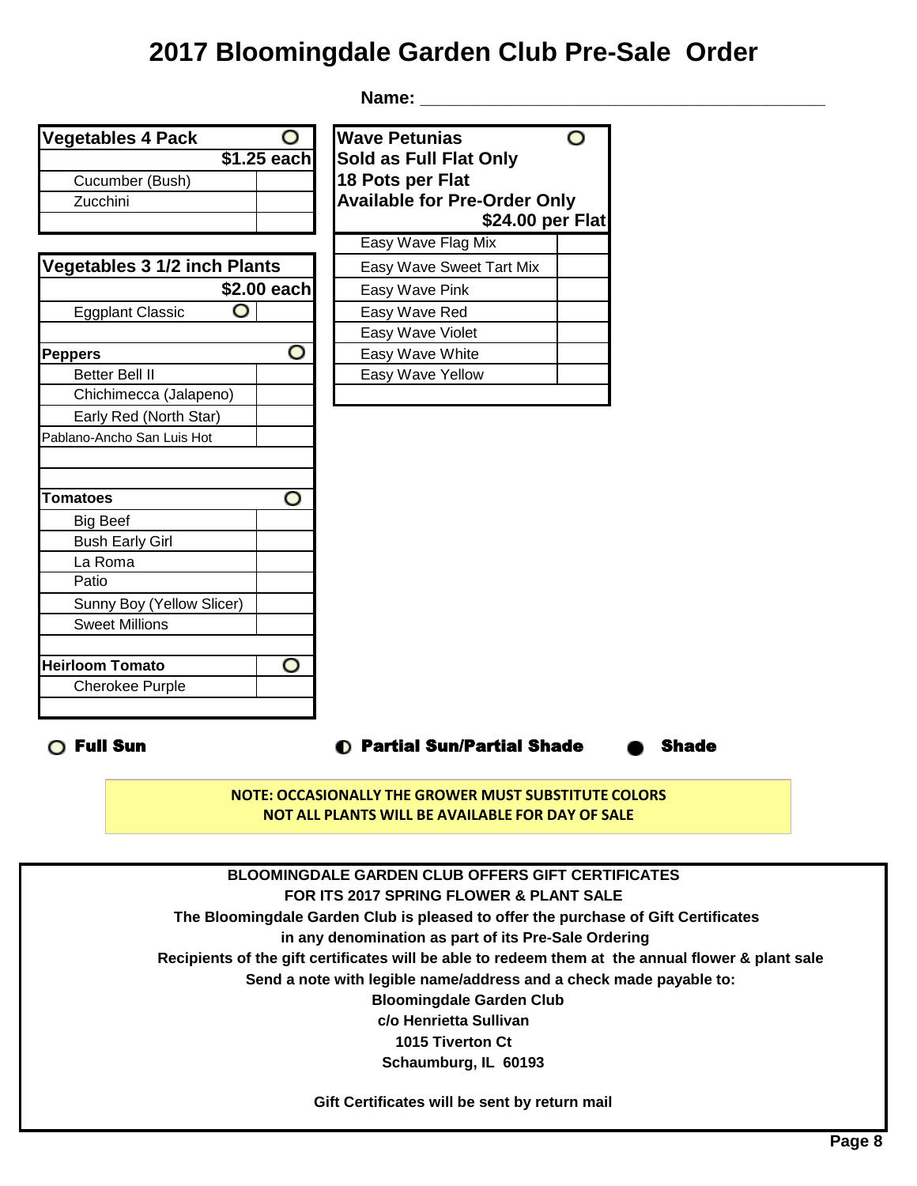# 2017 Bloomingdale Garden Club Pre-Sale Order

**Name:** ___________________________________________

| Vegetables 4 Pack ○ | |
|---|---|
| **$1.25 each** | |
| Cucumber (Bush) | |
| Zucchini | |
| | |

| Vegetables 3 1/2 inch Plants | |
|---|---|
| **$2.00 each** | |
| Eggplant Classic ○ | |
| | |
| **Peppers** ○ | |
| Better Bell II | |
| Chichimecca (Jalapeno) | |
| Early Red (North Star) | |
| Pablano-Ancho San Luis Hot | |
| | |
| | |
| **Tomatoes** ○ | |
| Big Beef | |
| Bush Early Girl | |
| La Roma | |
| Patio | |
| Sunny Boy (Yellow Slicer) | |
| Sweet Millions | |
| | |
| **Heirloom Tomato** ○ | |
| Cherokee Purple | |
| | |

| Wave Petunias ○ Sold as Full Flat Only 18 Pots per Flat Available for Pre-Order Only $24.00 per Flat | |
|---|---|
| Easy Wave Flag Mix | |
| Easy Wave Sweet Tart Mix | |
| Easy Wave Pink | |
| Easy Wave Red | |
| Easy Wave Violet | |
| Easy Wave White | |
| Easy Wave Yellow | |
| | |

○ **Full Sun** ◐ **Partial Sun/Partial Shade** ● **Shade**

**NOTE: OCCASIONALLY THE GROWER MUST SUBSTITUTE COLORS**
**NOT ALL PLANTS WILL BE AVAILABLE FOR DAY OF SALE**

**BLOOMINGDALE GARDEN CLUB OFFERS GIFT CERTIFICATES**
**FOR ITS 2017 SPRING FLOWER & PLANT SALE**
**The Bloomingdale Garden Club is pleased to offer the purchase of Gift Certificates**
**in any denomination as part of its Pre-Sale Ordering**
**Recipients of the gift certificates will be able to redeem them at the annual flower & plant sale**
**Send a note with legible name/address and a check made payable to:**
**Bloomingdale Garden Club**
**c/o Henrietta Sullivan**
**1015 Tiverton Ct**
**Schaumburg, IL 60193**

**Gift Certificates will be sent by return mail**